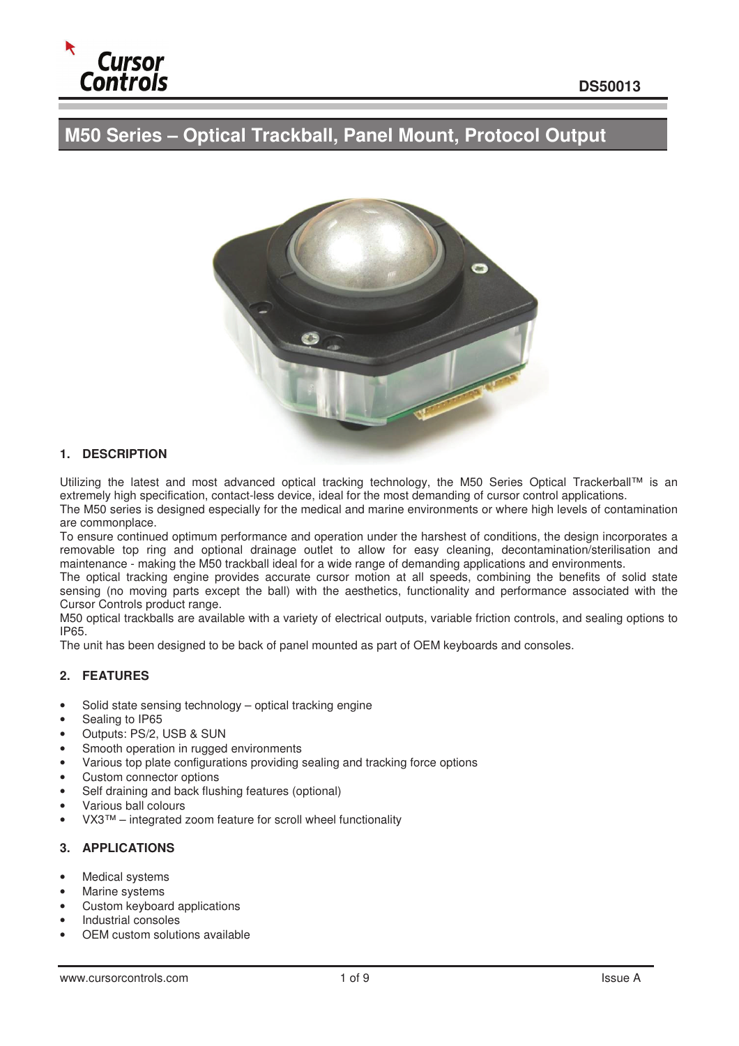# M50 Series – Optical Trackball, Panel Mount, Protocol Output

DS50013

## 1. DESCRIPTION

Utilizing the latest and most advanced optical tracking technology, the M50 Series Optical Trackerball™ is an extremely high specification, contact-less device, ideal for the most demanding of cursor control applications.
The M50 series is designed especially for the medical and marine environments or where high levels of contamination are commonplace.
To ensure continued optimum performance and operation under the harshest of conditions, the design incorporates a removable top ring and optional drainage outlet to allow for easy cleaning, decontamination/sterilisation and maintenance - making the M50 trackball ideal for a wide range of demanding applications and environments.
The optical tracking engine provides accurate cursor motion at all speeds, combining the benefits of solid state sensing (no moving parts except the ball) with the aesthetics, functionality and performance associated with the Cursor Controls product range.
M50 optical trackballs are available with a variety of electrical outputs, variable friction controls, and sealing options to IP65.
The unit has been designed to be back of panel mounted as part of OEM keyboards and consoles.

## 2. FEATURES

- Solid state sensing technology – optical tracking engine
- Sealing to IP65
- Outputs: PS/2, USB & SUN
- Smooth operation in rugged environments
- Various top plate configurations providing sealing and tracking force options
- Custom connector options
- Self draining and back flushing features (optional)
- Various ball colours
- VX3™ – integrated zoom feature for scroll wheel functionality

## 3. APPLICATIONS

- Medical systems
- Marine systems
- Custom keyboard applications
- Industrial consoles
- OEM custom solutions available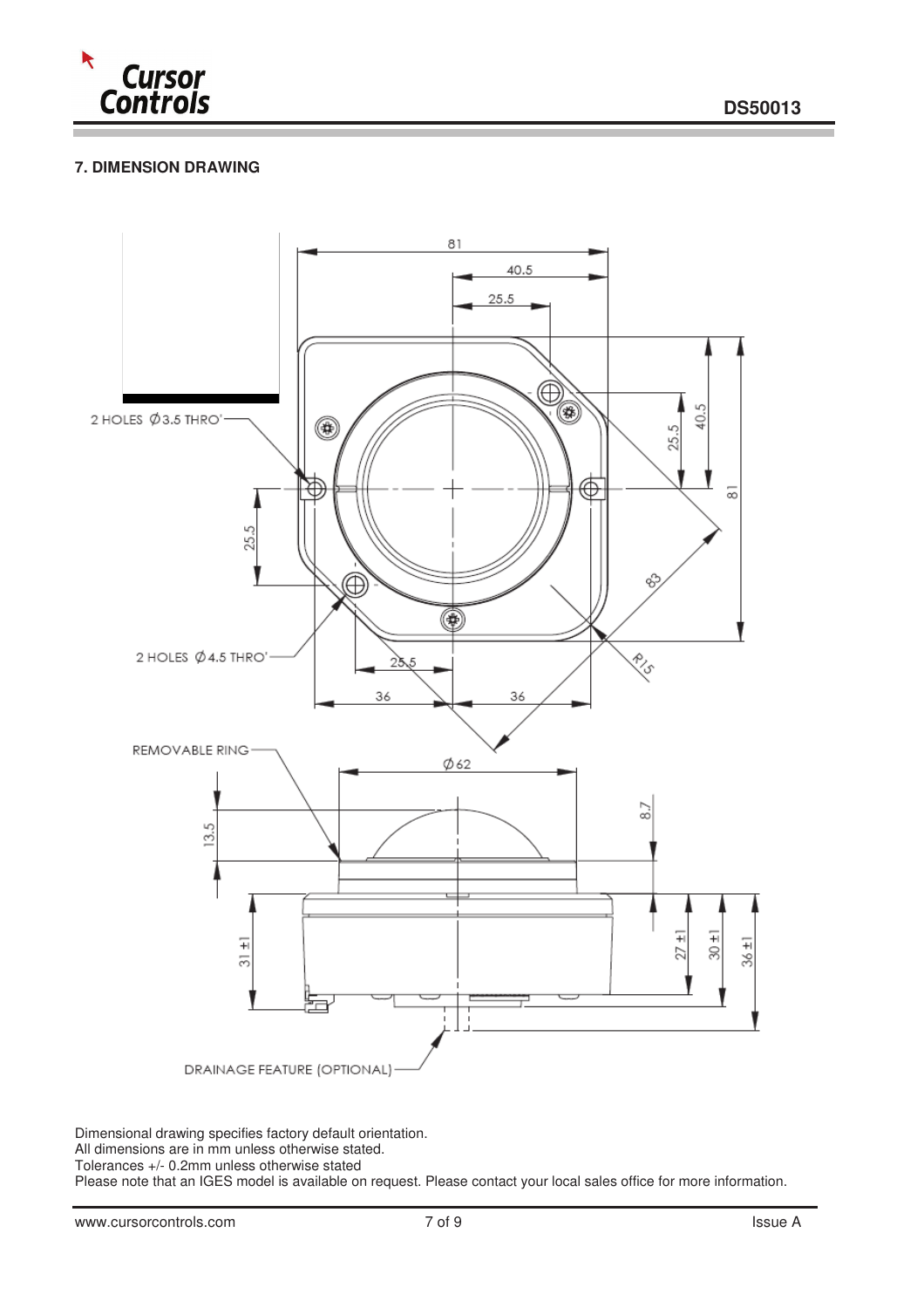## 7. DIMENSION DRAWING

2 HOLES Ø3.5 THRO'

2 HOLES Ø4.5 THRO'

REMOVABLE RING

DRAINAGE FEATURE (OPTIONAL)

Dimensional drawing specifies factory default orientation.
All dimensions are in mm unless otherwise stated.
Tolerances +/- 0.2mm unless otherwise stated
Please note that an IGES model is available on request. Please contact your local sales office for more information.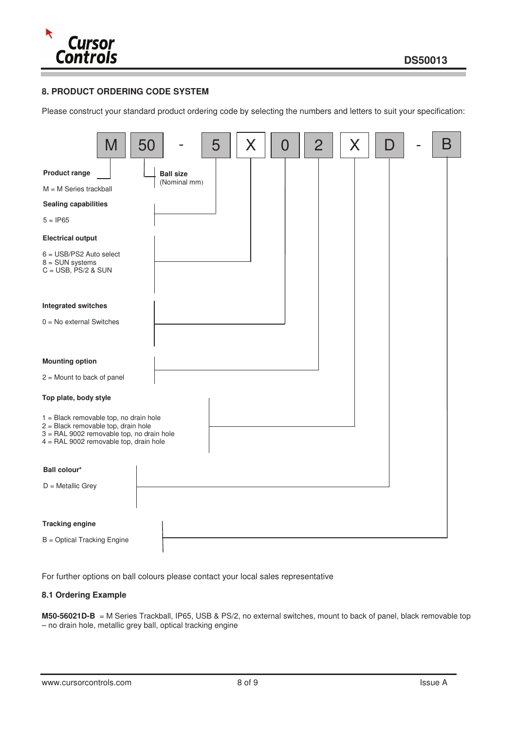## 8. PRODUCT ORDERING CODE SYSTEM

Please construct your standard product ordering code by selecting the numbers and letters to suit your specification:

M 50 - 5 X 0 2 X D - B

**Product range**

M = M Series trackball

**Ball size**
(Nominal mm)

**Sealing capabilities**

5 = IP65

**Electrical output**

6 = USB/PS2 Auto select
8 = SUN systems
C = USB, PS/2 & SUN

**Integrated switches**

0 = No external Switches

**Mounting option**

2 = Mount to back of panel

**Top plate, body style**

1 = Black removable top, no drain hole
2 = Black removable top, drain hole
3 = RAL 9002 removable top, no drain hole
4 = RAL 9002 removable top, drain hole

**Ball colour***

D = Metallic Grey

**Tracking engine**

B = Optical Tracking Engine

For further options on ball colours please contact your local sales representative

### 8.1 Ordering Example

**M50-56021D-B** = M Series Trackball, IP65, USB & PS/2, no external switches, mount to back of panel, black removable top – no drain hole, metallic grey ball, optical tracking engine